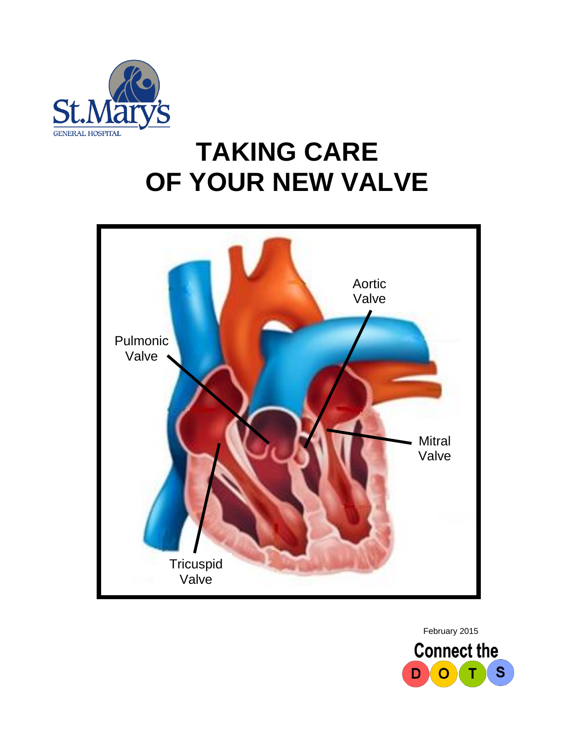St.Mary's
GENERAL HOSPITAL

# TAKING CARE OF YOUR NEW VALVE

Pulmonic Valve

Aortic Valve

Mitral Valve

Tricuspid Valve

February 2015

Connect the D O T S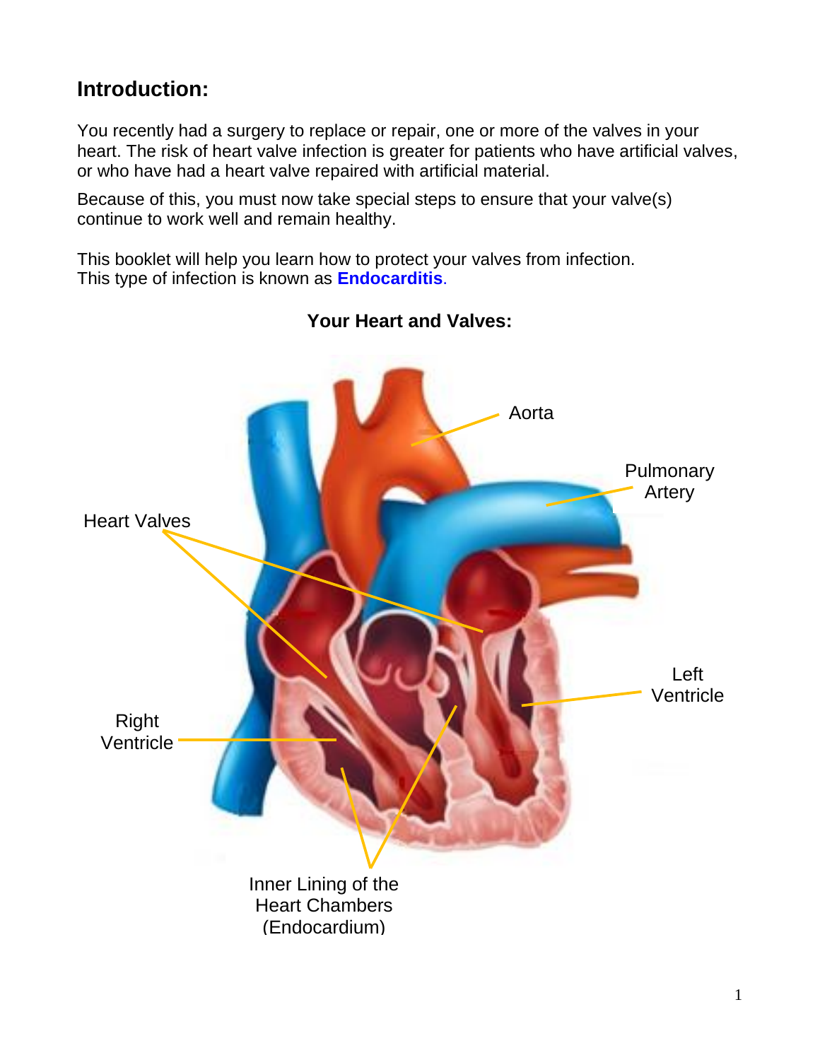## Introduction:

You recently had a surgery to replace or repair, one or more of the valves in your heart. The risk of heart valve infection is greater for patients who have artificial valves, or who have had a heart valve repaired with artificial material.

Because of this, you must now take special steps to ensure that your valve(s) continue to work well and remain healthy.

This booklet will help you learn how to protect your valves from infection. This type of infection is known as **Endocarditis**.

**Your Heart and Valves:**

Aorta

Pulmonary Artery

Heart Valves

Left Ventricle

Right Ventricle

Inner Lining of the Heart Chambers (Endocardium)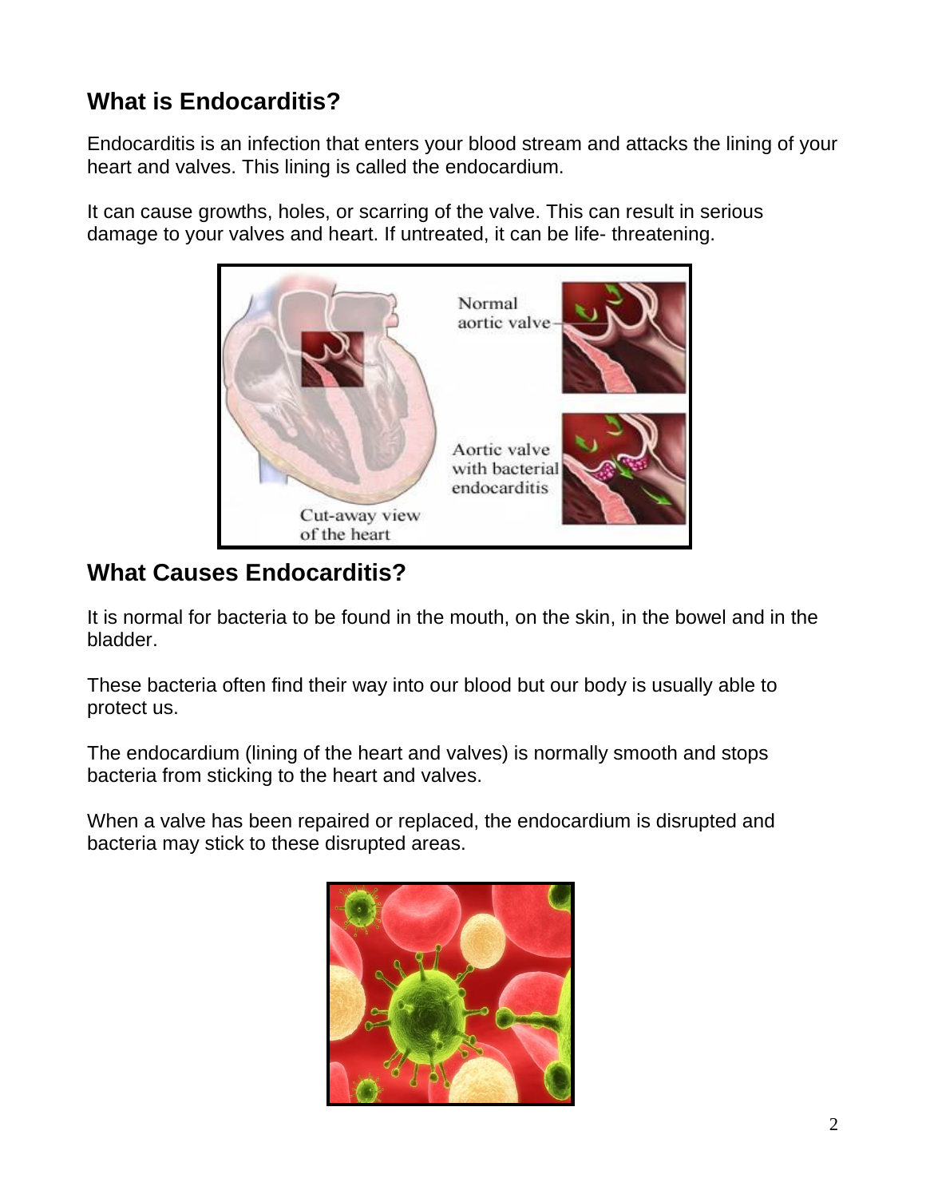## What is Endocarditis?

Endocarditis is an infection that enters your blood stream and attacks the lining of your heart and valves. This lining is called the endocardium.

It can cause growths, holes, or scarring of the valve. This can result in serious damage to your valves and heart. If untreated, it can be life- threatening.

## What Causes Endocarditis?

It is normal for bacteria to be found in the mouth, on the skin, in the bowel and in the bladder.

These bacteria often find their way into our blood but our body is usually able to protect us.

The endocardium (lining of the heart and valves) is normally smooth and stops bacteria from sticking to the heart and valves.

When a valve has been repaired or replaced, the endocardium is disrupted and bacteria may stick to these disrupted areas.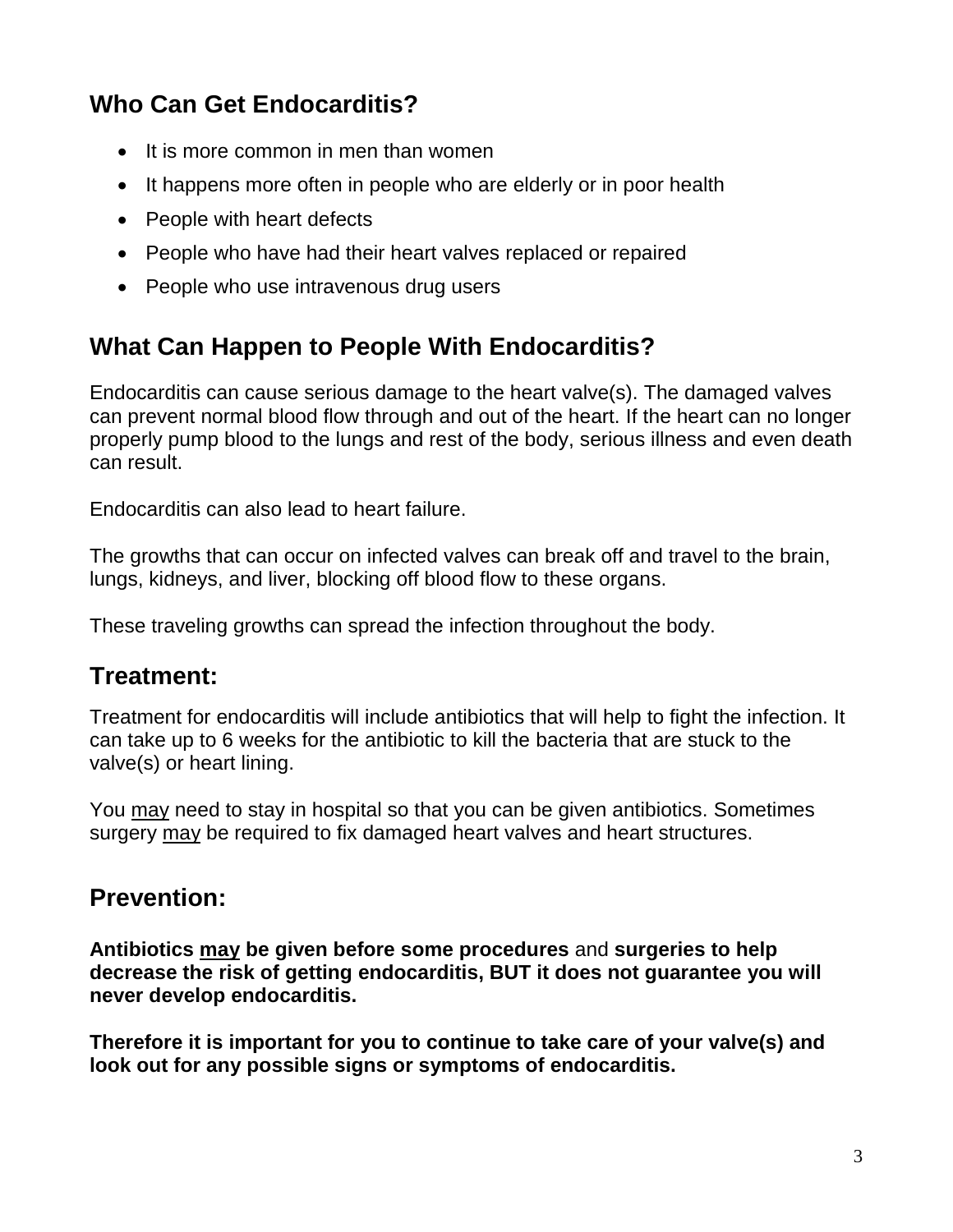## Who Can Get Endocarditis?

- It is more common in men than women
- It happens more often in people who are elderly or in poor health
- People with heart defects
- People who have had their heart valves replaced or repaired
- People who use intravenous drug users

## What Can Happen to People With Endocarditis?

Endocarditis can cause serious damage to the heart valve(s). The damaged valves can prevent normal blood flow through and out of the heart. If the heart can no longer properly pump blood to the lungs and rest of the body, serious illness and even death can result.

Endocarditis can also lead to heart failure.

The growths that can occur on infected valves can break off and travel to the brain, lungs, kidneys, and liver, blocking off blood flow to these organs.

These traveling growths can spread the infection throughout the body.

## Treatment:

Treatment for endocarditis will include antibiotics that will help to fight the infection. It can take up to 6 weeks for the antibiotic to kill the bacteria that are stuck to the valve(s) or heart lining.

You <u>may</u> need to stay in hospital so that you can be given antibiotics. Sometimes surgery <u>may</u> be required to fix damaged heart valves and heart structures.

## Prevention:

**Antibiotics <u>may</u> be given before some procedures** and **surgeries to help decrease the risk of getting endocarditis, BUT it does not guarantee you will never develop endocarditis.**

**Therefore it is important for you to continue to take care of your valve(s) and look out for any possible signs or symptoms of endocarditis.**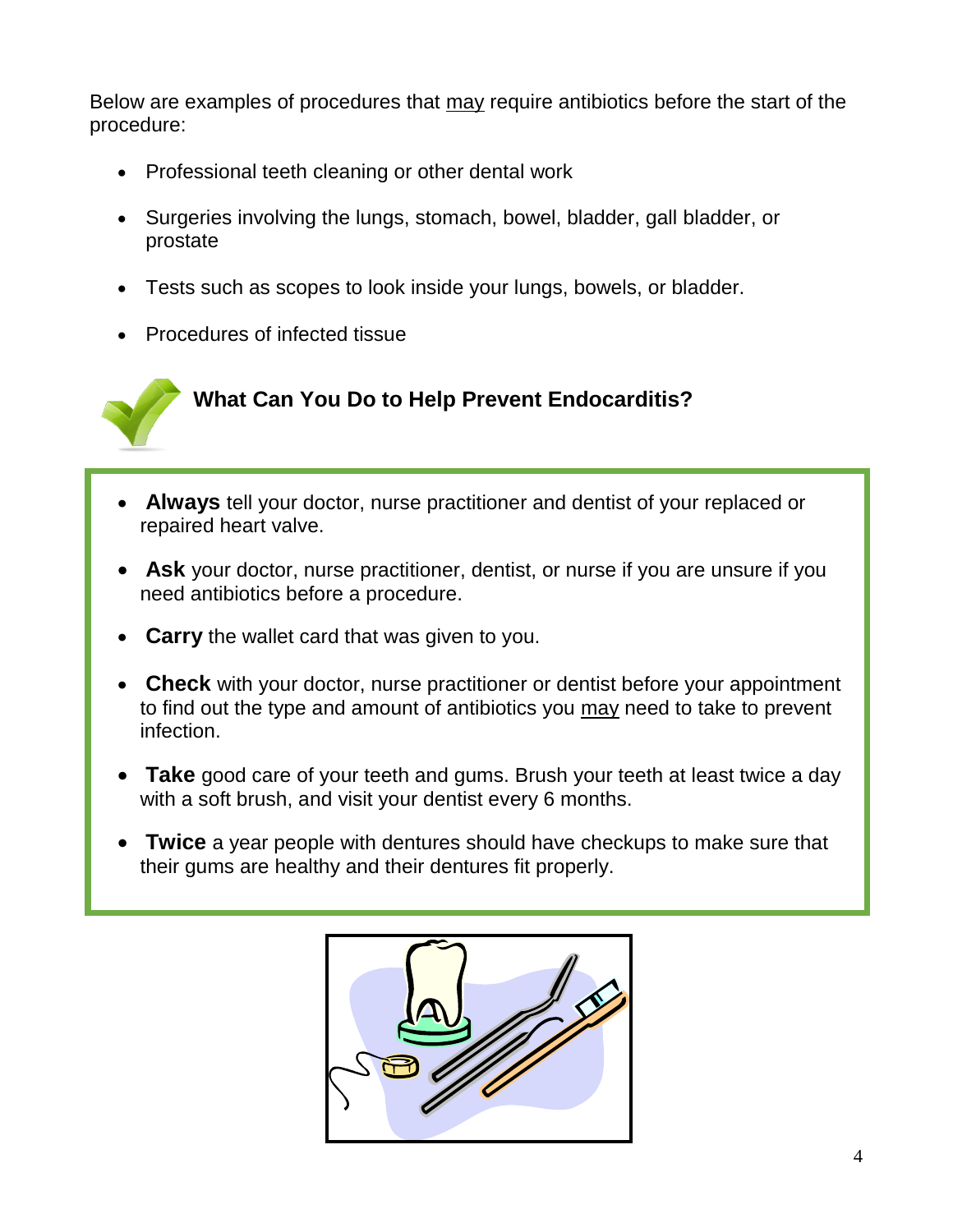Below are examples of procedures that may require antibiotics before the start of the procedure:

- Professional teeth cleaning or other dental work
- Surgeries involving the lungs, stomach, bowel, bladder, gall bladder, or prostate
- Tests such as scopes to look inside your lungs, bowels, or bladder.
- Procedures of infected tissue

## What Can You Do to Help Prevent Endocarditis?

- **Always** tell your doctor, nurse practitioner and dentist of your replaced or repaired heart valve.
- **Ask** your doctor, nurse practitioner, dentist, or nurse if you are unsure if you need antibiotics before a procedure.
- **Carry** the wallet card that was given to you.
- **Check** with your doctor, nurse practitioner or dentist before your appointment to find out the type and amount of antibiotics you may need to take to prevent infection.
- **Take** good care of your teeth and gums. Brush your teeth at least twice a day with a soft brush, and visit your dentist every 6 months.
- **Twice** a year people with dentures should have checkups to make sure that their gums are healthy and their dentures fit properly.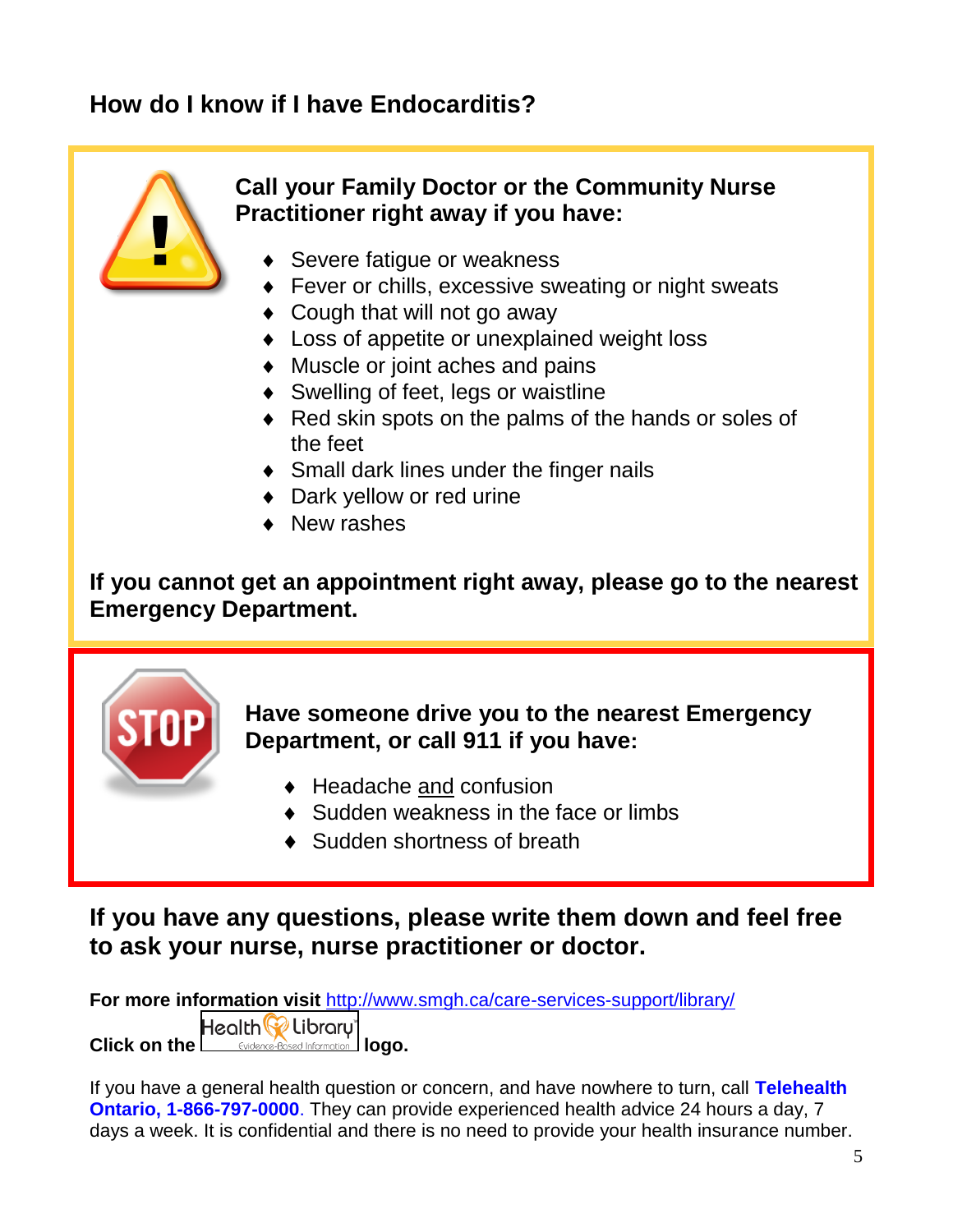## How do I know if I have Endocarditis?

**Call your Family Doctor or the Community Nurse Practitioner right away if you have:**

- Severe fatigue or weakness
- Fever or chills, excessive sweating or night sweats
- Cough that will not go away
- Loss of appetite or unexplained weight loss
- Muscle or joint aches and pains
- Swelling of feet, legs or waistline
- Red skin spots on the palms of the hands or soles of the feet
- Small dark lines under the finger nails
- Dark yellow or red urine
- New rashes

**If you cannot get an appointment right away, please go to the nearest Emergency Department.**

**Have someone drive you to the nearest Emergency Department, or call 911 if you have:**

- Headache and confusion
- Sudden weakness in the face or limbs
- Sudden shortness of breath

### If you have any questions, please write them down and feel free to ask your nurse, nurse practitioner or doctor.

**For more information visit** http://www.smgh.ca/care-services-support/library/

**Click on the** Health Library Evidence-Based Information **logo.**

If you have a general health question or concern, and have nowhere to turn, call **Telehealth Ontario, 1-866-797-0000**. They can provide experienced health advice 24 hours a day, 7 days a week. It is confidential and there is no need to provide your health insurance number.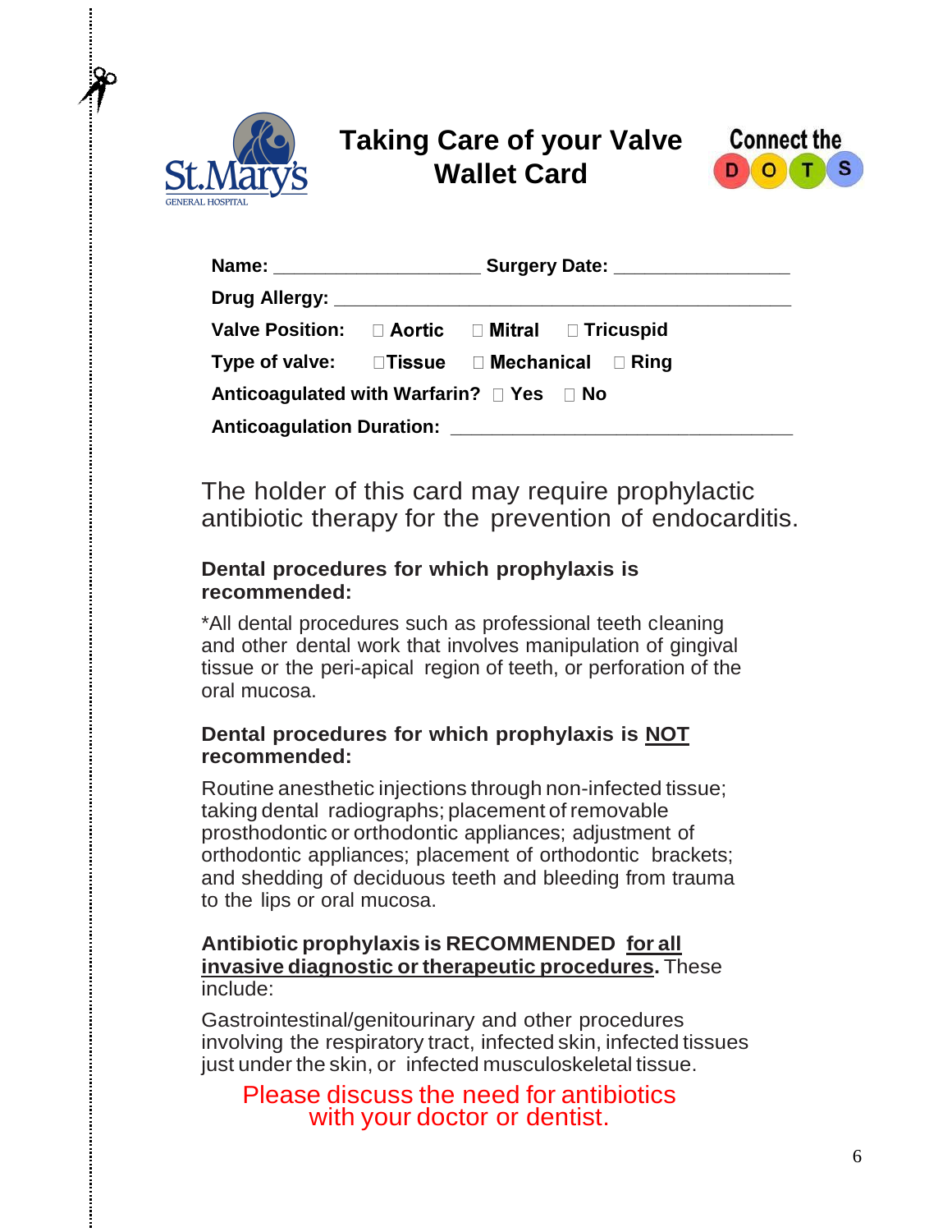# Taking Care of your Valve Wallet Card

Connect the D O T S

**Name:** ___________________ **Surgery Date:** ________________

**Drug Allergy:** __________________________________________

**Valve Position:** ☐ **Aortic** ☐ **Mitral** ☐ **Tricuspid**

**Type of valve:** ☐**Tissue** ☐ **Mechanical** ☐ **Ring**

**Anticoagulated with Warfarin?** ☐ **Yes** ☐ **No**

**Anticoagulation Duration:** ________________________________

The holder of this card may require prophylactic antibiotic therapy for the prevention of endocarditis.

### Dental procedures for which prophylaxis is recommended:

*All dental procedures such as professional teeth cleaning and other dental work that involves manipulation of gingival tissue or the peri-apical region of teeth, or perforation of the oral mucosa.

### Dental procedures for which prophylaxis is NOT recommended:

Routine anesthetic injections through non-infected tissue; taking dental radiographs; placement of removable prosthodontic or orthodontic appliances; adjustment of orthodontic appliances; placement of orthodontic brackets; and shedding of deciduous teeth and bleeding from trauma to the lips or oral mucosa.

**Antibiotic prophylaxis is RECOMMENDED for all invasive diagnostic or therapeutic procedures.** These include:

Gastrointestinal/genitourinary and other procedures involving the respiratory tract, infected skin, infected tissues just under the skin, or infected musculoskeletal tissue.

Please discuss the need for antibiotics with your doctor or dentist.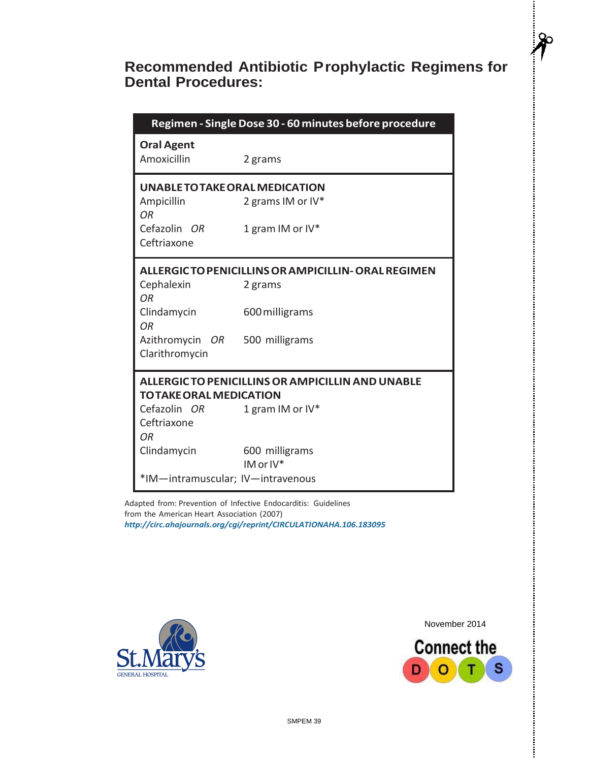# Recommended Antibiotic Prophylactic Regimens for Dental Procedures:

| Regimen - Single Dose 30 - 60 minutes before procedure | |
|---|---|
| **Oral Agent** | |
| Amoxicillin | 2 grams |
| **UNABLE TO TAKE ORAL MEDICATION** | |
| Ampicillin *OR* | 2 grams IM or IV* |
| Cefazolin *OR* Ceftriaxone | 1 gram IM or IV* |
| **ALLERGIC TO PENICILLINS OR AMPICILLIN- ORAL REGIMEN** | |
| Cephalexin *OR* | 2 grams |
| Clindamycin *OR* | 600 milligrams |
| Azithromycin *OR* Clarithromycin | 500 milligrams |
| **ALLERGIC TO PENICILLINS OR AMPICILLIN AND UNABLE TO TAKE ORAL MEDICATION** | |
| Cefazolin *OR* Ceftriaxone *OR* | 1 gram IM or IV* |
| Clindamycin | 600 milligrams IM or IV* |

*IM—intramuscular; IV—intravenous

Adapted from: Prevention of Infective Endocarditis: Guidelines from the American Heart Association (2007)
***http://circ.ahajournals.org/cgi/reprint/CIRCULATIONAHA.106.183095***

St. Mary's General Hospital

November 2014

Connect the DOTS